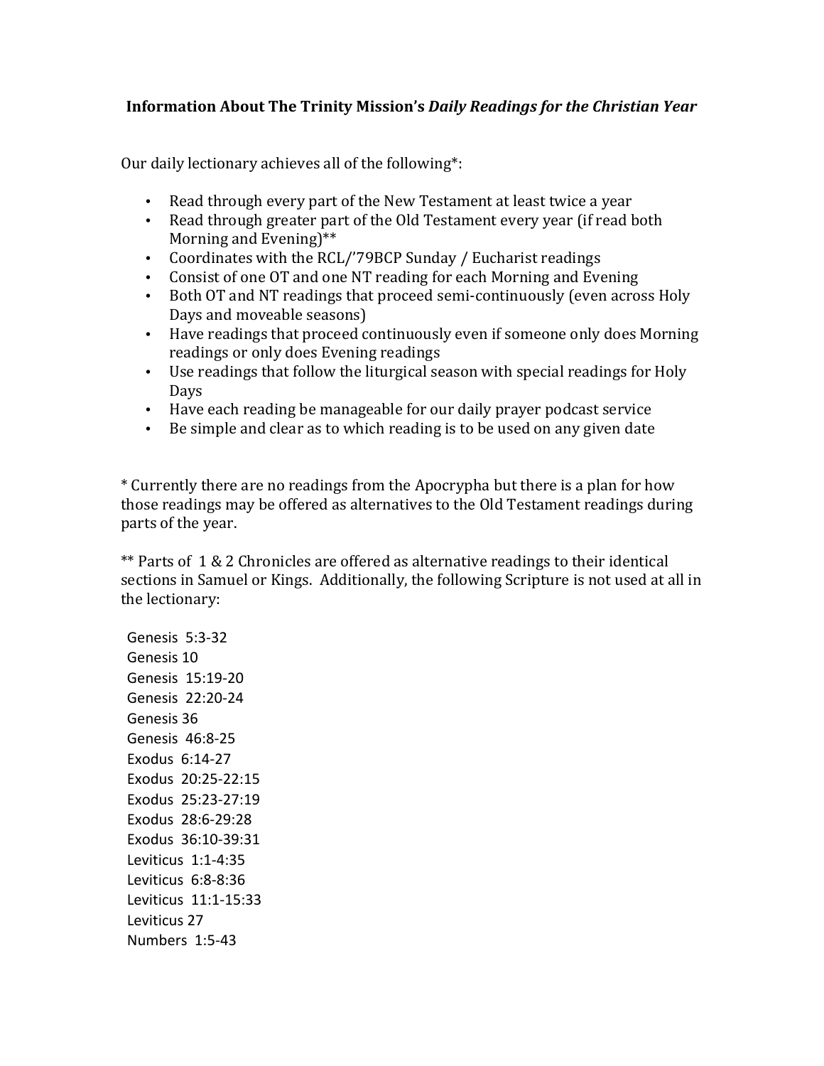**Information About The Trinity Mission's *Daily Readings for the Christian Year***

Our daily lectionary achieves all of the following*:

- Read through every part of the New Testament at least twice a year
- Read through greater part of the Old Testament every year (if read both Morning and Evening)**
- Coordinates with the RCL/'79BCP Sunday / Eucharist readings
- Consist of one OT and one NT reading for each Morning and Evening
- Both OT and NT readings that proceed semi-continuously (even across Holy Days and moveable seasons)
- Have readings that proceed continuously even if someone only does Morning readings or only does Evening readings
- Use readings that follow the liturgical season with special readings for Holy Days
- Have each reading be manageable for our daily prayer podcast service
- Be simple and clear as to which reading is to be used on any given date

* Currently there are no readings from the Apocrypha but there is a plan for how those readings may be offered as alternatives to the Old Testament readings during parts of the year.

** Parts of 1 & 2 Chronicles are offered as alternative readings to their identical sections in Samuel or Kings. Additionally, the following Scripture is not used at all in the lectionary:

Genesis 5:3-32
Genesis 10
Genesis 15:19-20
Genesis 22:20-24
Genesis 36
Genesis 46:8-25
Exodus 6:14-27
Exodus 20:25-22:15
Exodus 25:23-27:19
Exodus 28:6-29:28
Exodus 36:10-39:31
Leviticus 1:1-4:35
Leviticus 6:8-8:36
Leviticus 11:1-15:33
Leviticus 27
Numbers 1:5-43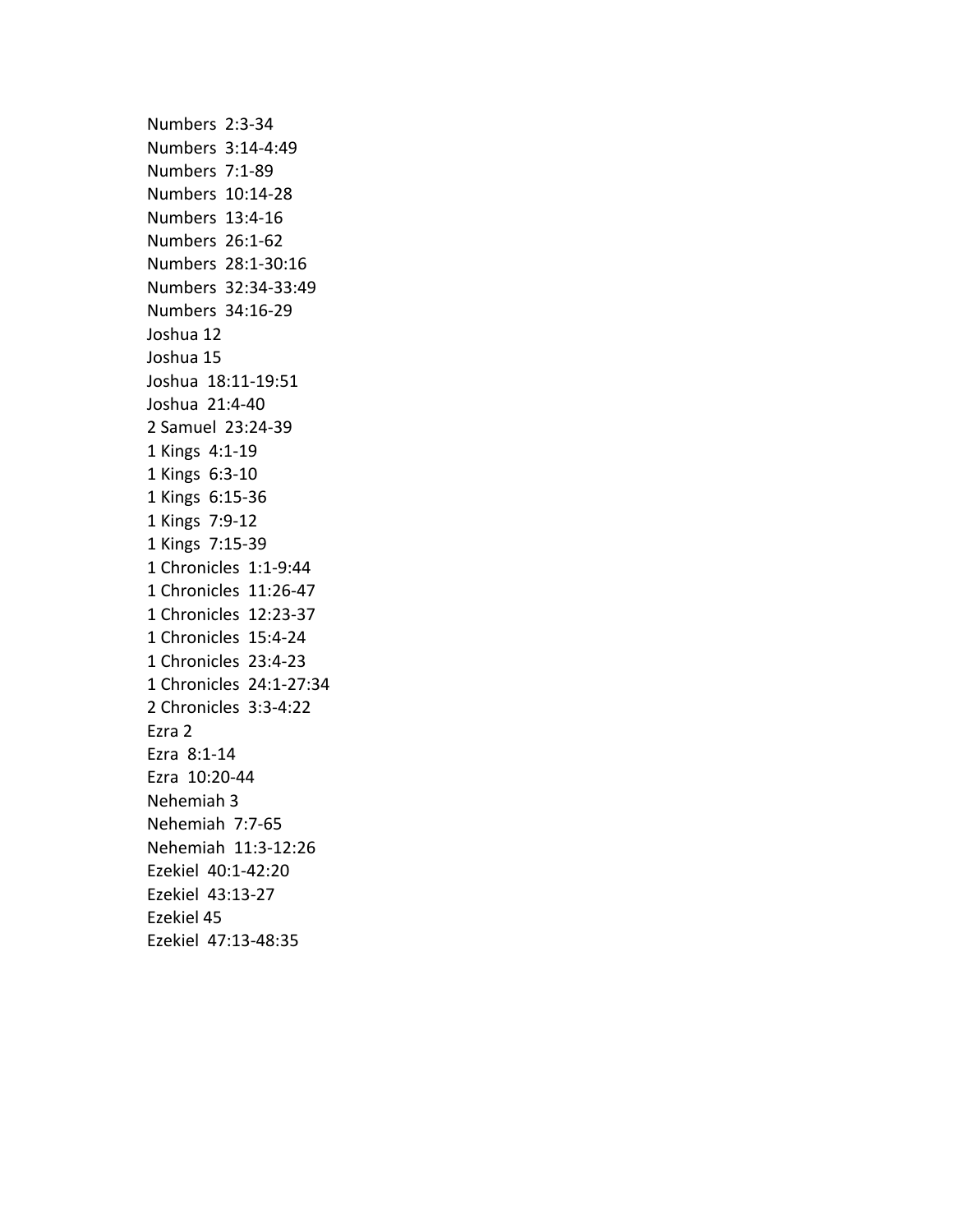Numbers 2:3-34
Numbers 3:14-4:49
Numbers 7:1-89
Numbers 10:14-28
Numbers 13:4-16
Numbers 26:1-62
Numbers 28:1-30:16
Numbers 32:34-33:49
Numbers 34:16-29
Joshua 12
Joshua 15
Joshua 18:11-19:51
Joshua 21:4-40
2 Samuel 23:24-39
1 Kings 4:1-19
1 Kings 6:3-10
1 Kings 6:15-36
1 Kings 7:9-12
1 Kings 7:15-39
1 Chronicles 1:1-9:44
1 Chronicles 11:26-47
1 Chronicles 12:23-37
1 Chronicles 15:4-24
1 Chronicles 23:4-23
1 Chronicles 24:1-27:34
2 Chronicles 3:3-4:22
Ezra 2
Ezra 8:1-14
Ezra 10:20-44
Nehemiah 3
Nehemiah 7:7-65
Nehemiah 11:3-12:26
Ezekiel 40:1-42:20
Ezekiel 43:13-27
Ezekiel 45
Ezekiel 47:13-48:35